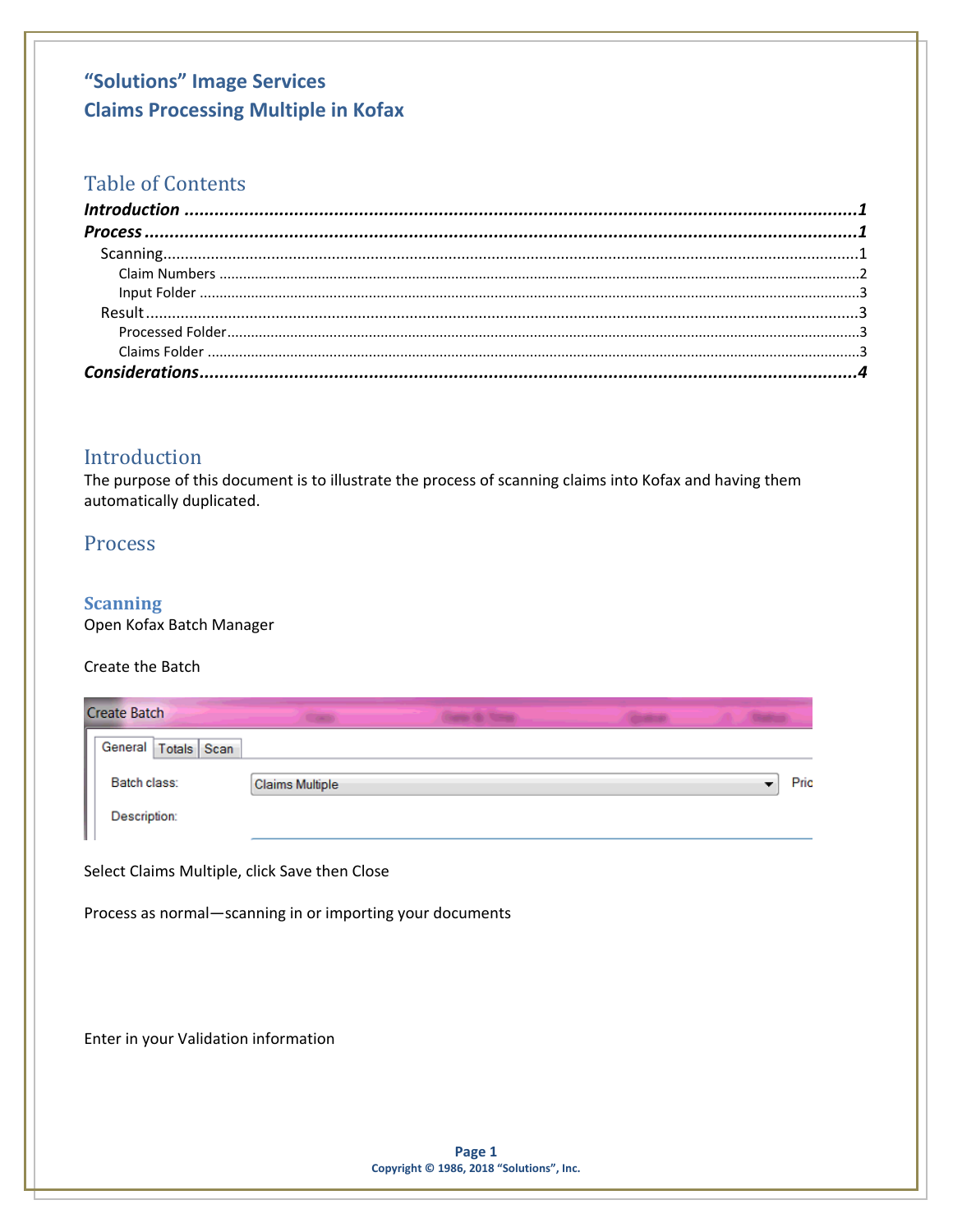# "Solutions" Image Services
# Claims Processing Multiple in Kofax

## Table of Contents

***Introduction*** ........................................................ ***1***
***Process*** ........................................................ ***1***
  Scanning........................................................ 1
    Claim Numbers ........................................................ 2
    Input Folder ........................................................ 3
  Result........................................................ 3
    Processed Folder........................................................ 3
    Claims Folder ........................................................ 3
***Considerations***........................................................ ***4***

## Introduction

The purpose of this document is to illustrate the process of scanning claims into Kofax and having them automatically duplicated.

## Process

### Scanning

Open Kofax Batch Manager

Create the Batch

Select Claims Multiple, click Save then Close

Process as normal—scanning in or importing your documents

Enter in your Validation information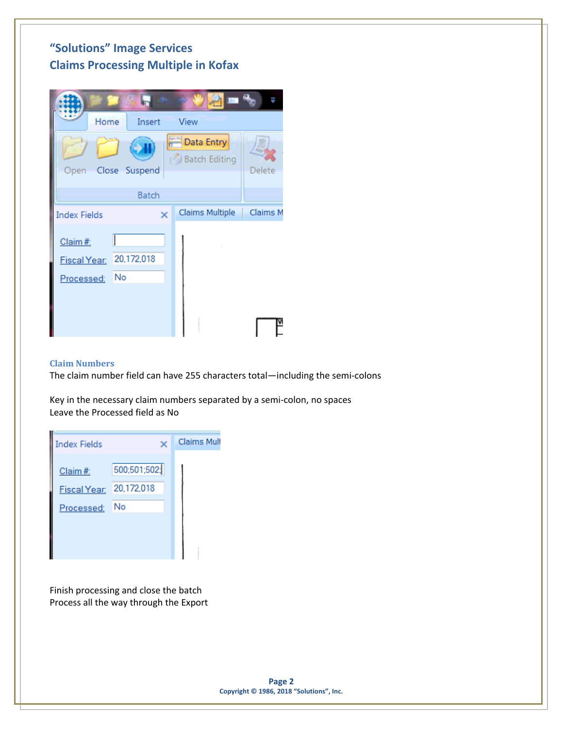# "Solutions" Image Services
## Claims Processing Multiple in Kofax

### Claim Numbers

The claim number field can have 255 characters total—including the semi-colons

Key in the necessary claim numbers separated by a semi-colon, no spaces
Leave the Processed field as No

Finish processing and close the batch
Process all the way through the Export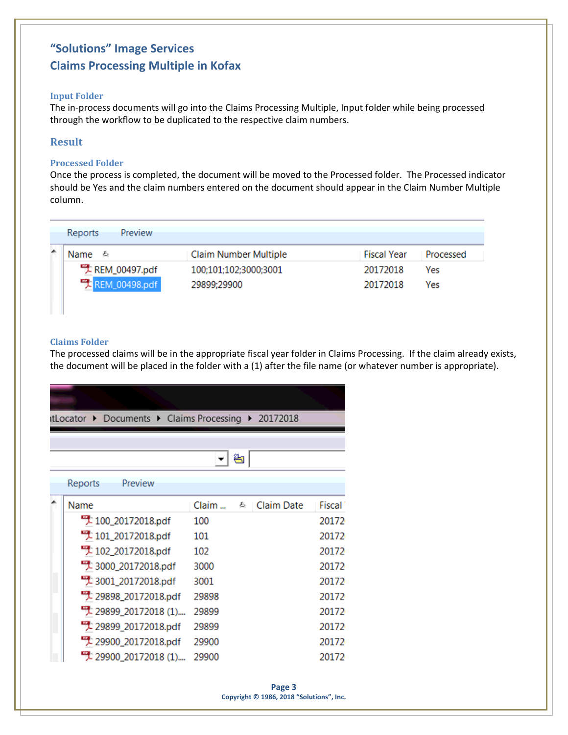# "Solutions" Image Services
## Claims Processing Multiple in Kofax

### Input Folder

The in-process documents will go into the Claims Processing Multiple, Input folder while being processed through the workflow to be duplicated to the respective claim numbers.

## Result

### Processed Folder

Once the process is completed, the document will be moved to the Processed folder. The Processed indicator should be Yes and the claim numbers entered on the document should appear in the Claim Number Multiple column.

Reports Preview

| Name | Claim Number Multiple | Fiscal Year | Processed |
|---|---|---|---|
| REM_00497.pdf | 100;101;102;3000;3001 | 20172018 | Yes |
| REM_00498.pdf | 29899;29900 | 20172018 | Yes |

### Claims Folder

The processed claims will be in the appropriate fiscal year folder in Claims Processing. If the claim already exists, the document will be placed in the folder with a (1) after the file name (or whatever number is appropriate).

tLocator ▸ Documents ▸ Claims Processing ▸ 20172018

Reports Preview

| Name | Claim ... | Claim Date | Fiscal |
|---|---|---|---|
| 100_20172018.pdf | 100 | | 20172 |
| 101_20172018.pdf | 101 | | 20172 |
| 102_20172018.pdf | 102 | | 20172 |
| 3000_20172018.pdf | 3000 | | 20172 |
| 3001_20172018.pdf | 3001 | | 20172 |
| 29898_20172018.pdf | 29898 | | 20172 |
| 29899_20172018 (1).... | 29899 | | 20172 |
| 29899_20172018.pdf | 29899 | | 20172 |
| 29900_20172018.pdf | 29900 | | 20172 |
| 29900_20172018 (1).... | 29900 | | 20172 |

Copyright © 1986, 2018 "Solutions", Inc.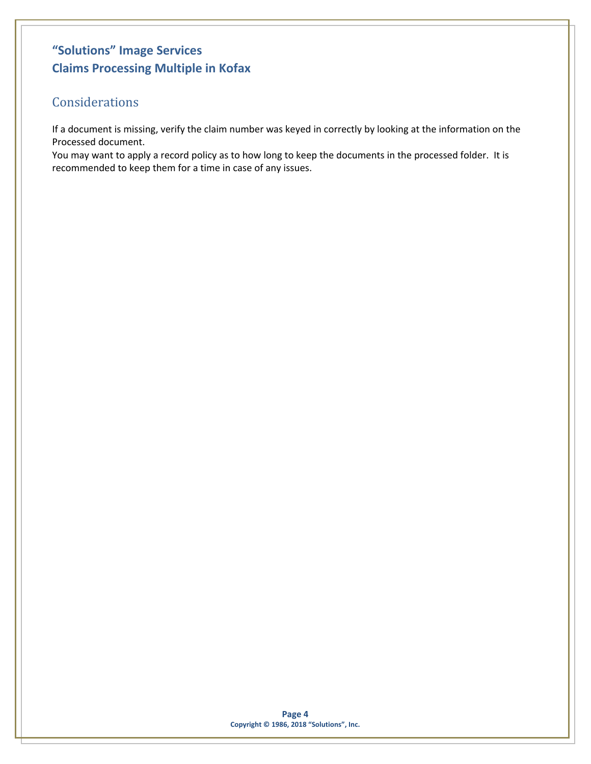## Considerations

If a document is missing, verify the claim number was keyed in correctly by looking at the information on the Processed document.
You may want to apply a record policy as to how long to keep the documents in the processed folder. It is recommended to keep them for a time in case of any issues.